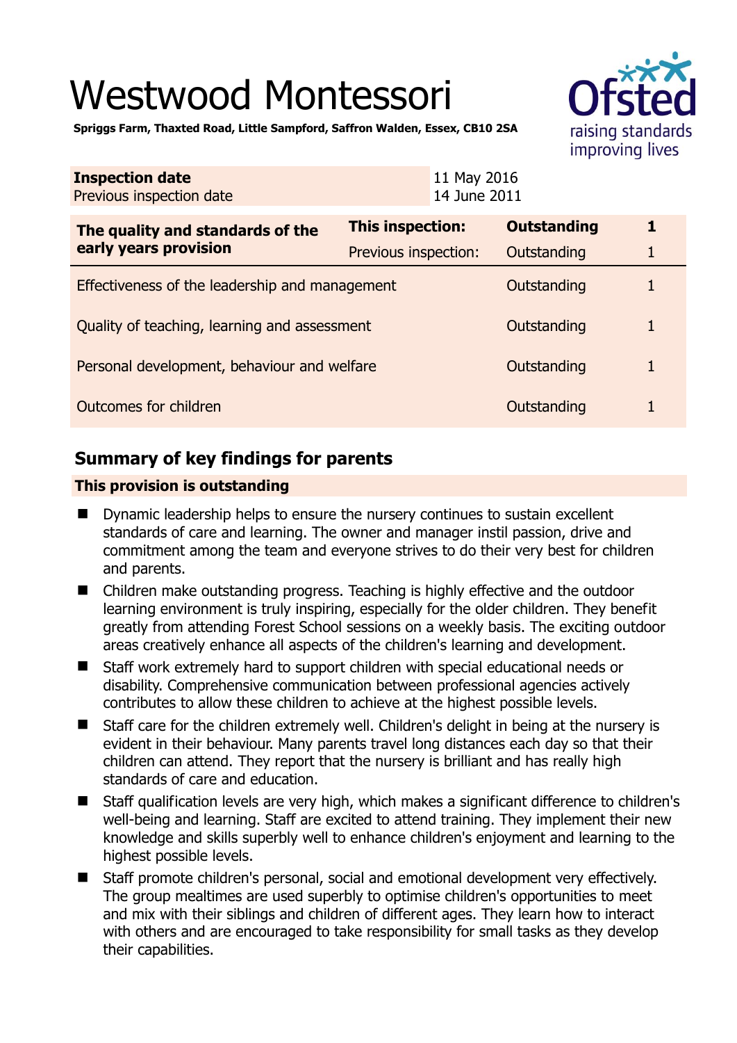# Westwood Montessori

**Spriggs Farm, Thaxted Road, Little Sampford, Saffron Walden, Essex, CB10 2SA**

| **Inspection date** | 11 May 2016 |
|---|---|
| Previous inspection date | 14 June 2011 |

| **The quality and standards of the early years provision** | **This inspection:** | **Outstanding** | **1** |
|---|---|---|---|
| | Previous inspection: | Outstanding | 1 |
| Effectiveness of the leadership and management | | Outstanding | 1 |
| Quality of teaching, learning and assessment | | Outstanding | 1 |
| Personal development, behaviour and welfare | | Outstanding | 1 |
| Outcomes for children | | Outstanding | 1 |

## Summary of key findings for parents

**This provision is outstanding**

- Dynamic leadership helps to ensure the nursery continues to sustain excellent standards of care and learning. The owner and manager instil passion, drive and commitment among the team and everyone strives to do their very best for children and parents.
- Children make outstanding progress. Teaching is highly effective and the outdoor learning environment is truly inspiring, especially for the older children. They benefit greatly from attending Forest School sessions on a weekly basis. The exciting outdoor areas creatively enhance all aspects of the children's learning and development.
- Staff work extremely hard to support children with special educational needs or disability. Comprehensive communication between professional agencies actively contributes to allow these children to achieve at the highest possible levels.
- Staff care for the children extremely well. Children's delight in being at the nursery is evident in their behaviour. Many parents travel long distances each day so that their children can attend. They report that the nursery is brilliant and has really high standards of care and education.
- Staff qualification levels are very high, which makes a significant difference to children's well-being and learning. Staff are excited to attend training. They implement their new knowledge and skills superbly well to enhance children's enjoyment and learning to the highest possible levels.
- Staff promote children's personal, social and emotional development very effectively. The group mealtimes are used superbly to optimise children's opportunities to meet and mix with their siblings and children of different ages. They learn how to interact with others and are encouraged to take responsibility for small tasks as they develop their capabilities.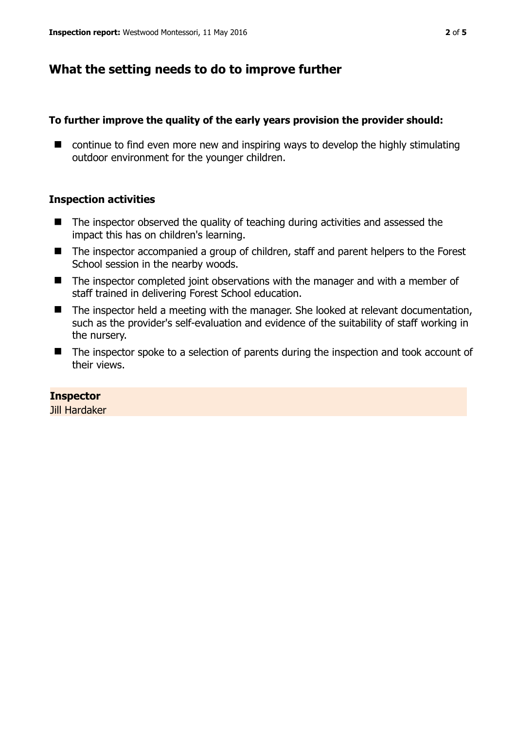## What the setting needs to do to improve further

**To further improve the quality of the early years provision the provider should:**

- continue to find even more new and inspiring ways to develop the highly stimulating outdoor environment for the younger children.

### Inspection activities

- The inspector observed the quality of teaching during activities and assessed the impact this has on children's learning.
- The inspector accompanied a group of children, staff and parent helpers to the Forest School session in the nearby woods.
- The inspector completed joint observations with the manager and with a member of staff trained in delivering Forest School education.
- The inspector held a meeting with the manager. She looked at relevant documentation, such as the provider's self-evaluation and evidence of the suitability of staff working in the nursery.
- The inspector spoke to a selection of parents during the inspection and took account of their views.

**Inspector**

Jill Hardaker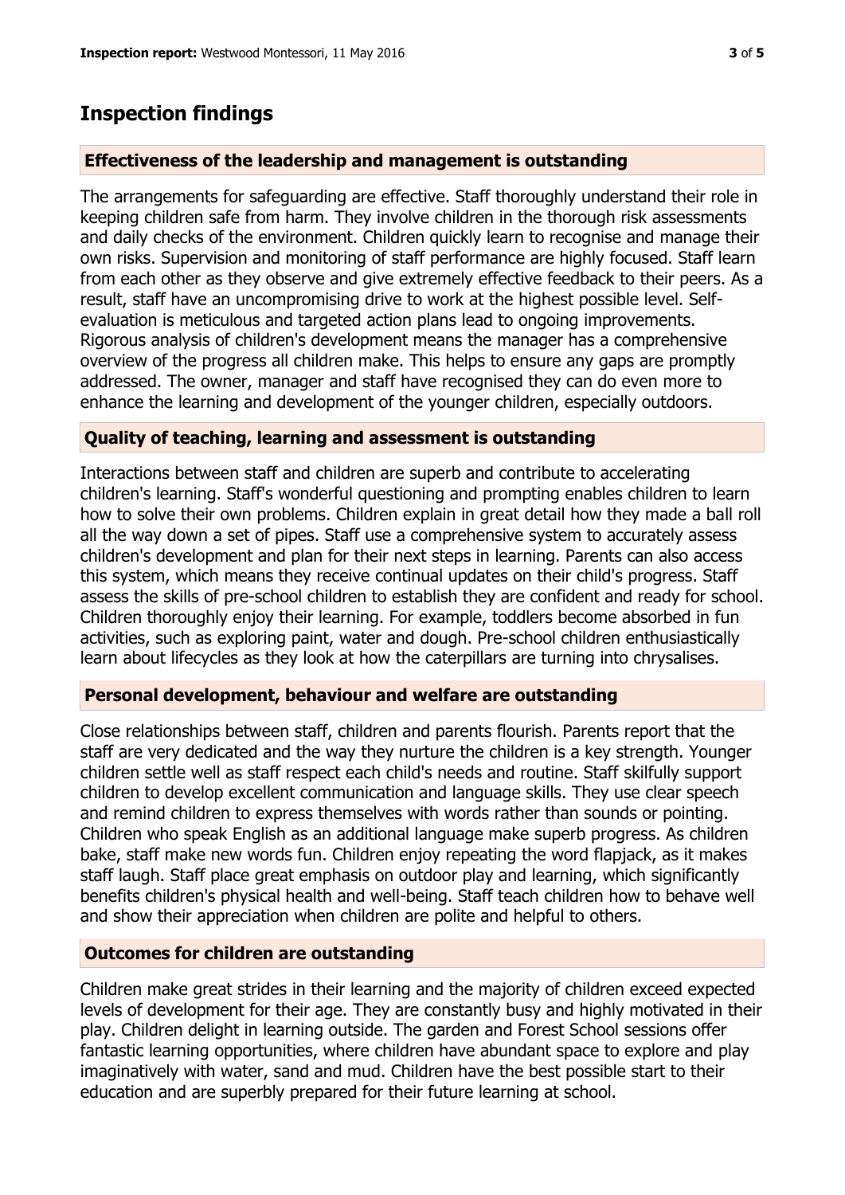# Inspection findings

## Effectiveness of the leadership and management is outstanding

The arrangements for safeguarding are effective. Staff thoroughly understand their role in keeping children safe from harm. They involve children in the thorough risk assessments and daily checks of the environment. Children quickly learn to recognise and manage their own risks. Supervision and monitoring of staff performance are highly focused. Staff learn from each other as they observe and give extremely effective feedback to their peers. As a result, staff have an uncompromising drive to work at the highest possible level. Self-evaluation is meticulous and targeted action plans lead to ongoing improvements. Rigorous analysis of children's development means the manager has a comprehensive overview of the progress all children make. This helps to ensure any gaps are promptly addressed. The owner, manager and staff have recognised they can do even more to enhance the learning and development of the younger children, especially outdoors.

## Quality of teaching, learning and assessment is outstanding

Interactions between staff and children are superb and contribute to accelerating children's learning. Staff's wonderful questioning and prompting enables children to learn how to solve their own problems. Children explain in great detail how they made a ball roll all the way down a set of pipes. Staff use a comprehensive system to accurately assess children's development and plan for their next steps in learning. Parents can also access this system, which means they receive continual updates on their child's progress. Staff assess the skills of pre-school children to establish they are confident and ready for school. Children thoroughly enjoy their learning. For example, toddlers become absorbed in fun activities, such as exploring paint, water and dough. Pre-school children enthusiastically learn about lifecycles as they look at how the caterpillars are turning into chrysalises.

## Personal development, behaviour and welfare are outstanding

Close relationships between staff, children and parents flourish. Parents report that the staff are very dedicated and the way they nurture the children is a key strength. Younger children settle well as staff respect each child's needs and routine. Staff skilfully support children to develop excellent communication and language skills. They use clear speech and remind children to express themselves with words rather than sounds or pointing. Children who speak English as an additional language make superb progress. As children bake, staff make new words fun. Children enjoy repeating the word flapjack, as it makes staff laugh. Staff place great emphasis on outdoor play and learning, which significantly benefits children's physical health and well-being. Staff teach children how to behave well and show their appreciation when children are polite and helpful to others.

## Outcomes for children are outstanding

Children make great strides in their learning and the majority of children exceed expected levels of development for their age. They are constantly busy and highly motivated in their play. Children delight in learning outside. The garden and Forest School sessions offer fantastic learning opportunities, where children have abundant space to explore and play imaginatively with water, sand and mud. Children have the best possible start to their education and are superbly prepared for their future learning at school.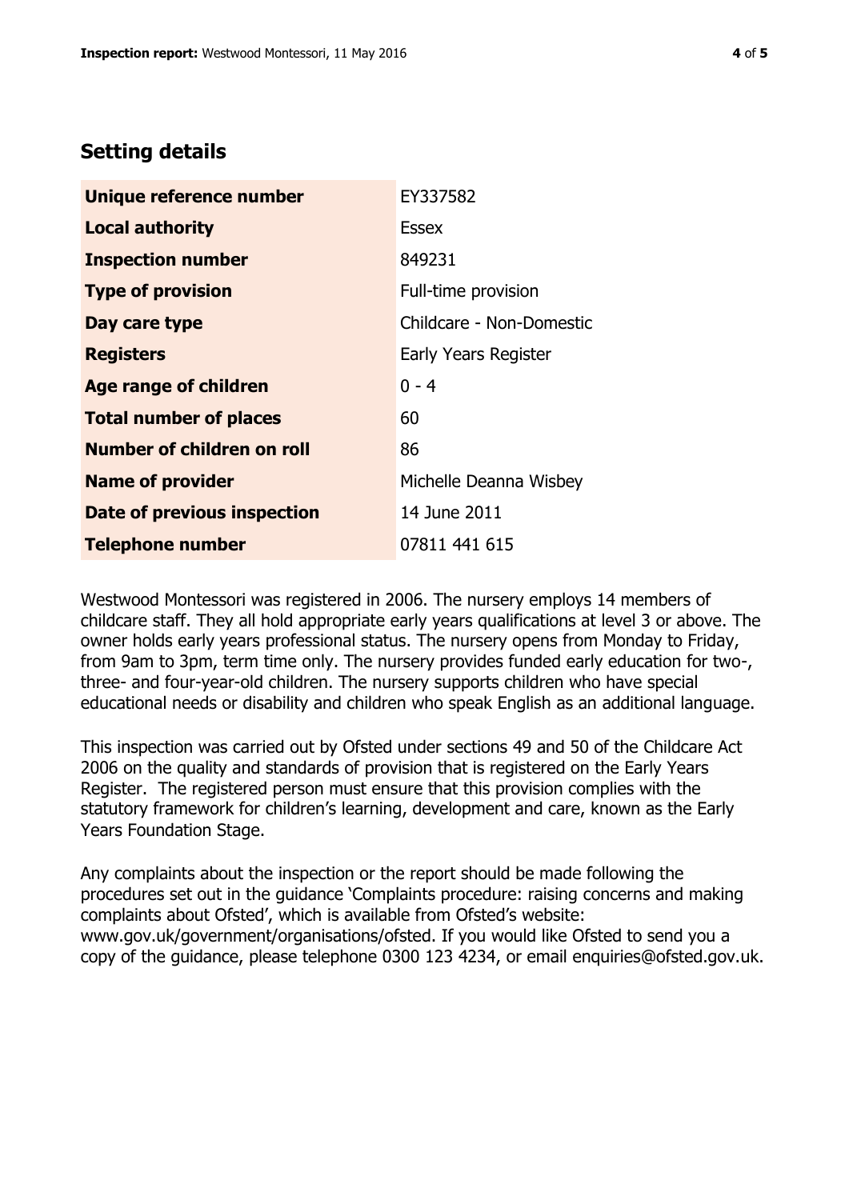## Setting details

| | |
|---|---|
| **Unique reference number** | EY337582 |
| **Local authority** | Essex |
| **Inspection number** | 849231 |
| **Type of provision** | Full-time provision |
| **Day care type** | Childcare - Non-Domestic |
| **Registers** | Early Years Register |
| **Age range of children** | 0 - 4 |
| **Total number of places** | 60 |
| **Number of children on roll** | 86 |
| **Name of provider** | Michelle Deanna Wisbey |
| **Date of previous inspection** | 14 June 2011 |
| **Telephone number** | 07811 441 615 |

Westwood Montessori was registered in 2006. The nursery employs 14 members of childcare staff. They all hold appropriate early years qualifications at level 3 or above. The owner holds early years professional status. The nursery opens from Monday to Friday, from 9am to 3pm, term time only. The nursery provides funded early education for two-, three- and four-year-old children. The nursery supports children who have special educational needs or disability and children who speak English as an additional language.

This inspection was carried out by Ofsted under sections 49 and 50 of the Childcare Act 2006 on the quality and standards of provision that is registered on the Early Years Register. The registered person must ensure that this provision complies with the statutory framework for children's learning, development and care, known as the Early Years Foundation Stage.

Any complaints about the inspection or the report should be made following the procedures set out in the guidance 'Complaints procedure: raising concerns and making complaints about Ofsted', which is available from Ofsted's website: www.gov.uk/government/organisations/ofsted. If you would like Ofsted to send you a copy of the guidance, please telephone 0300 123 4234, or email enquiries@ofsted.gov.uk.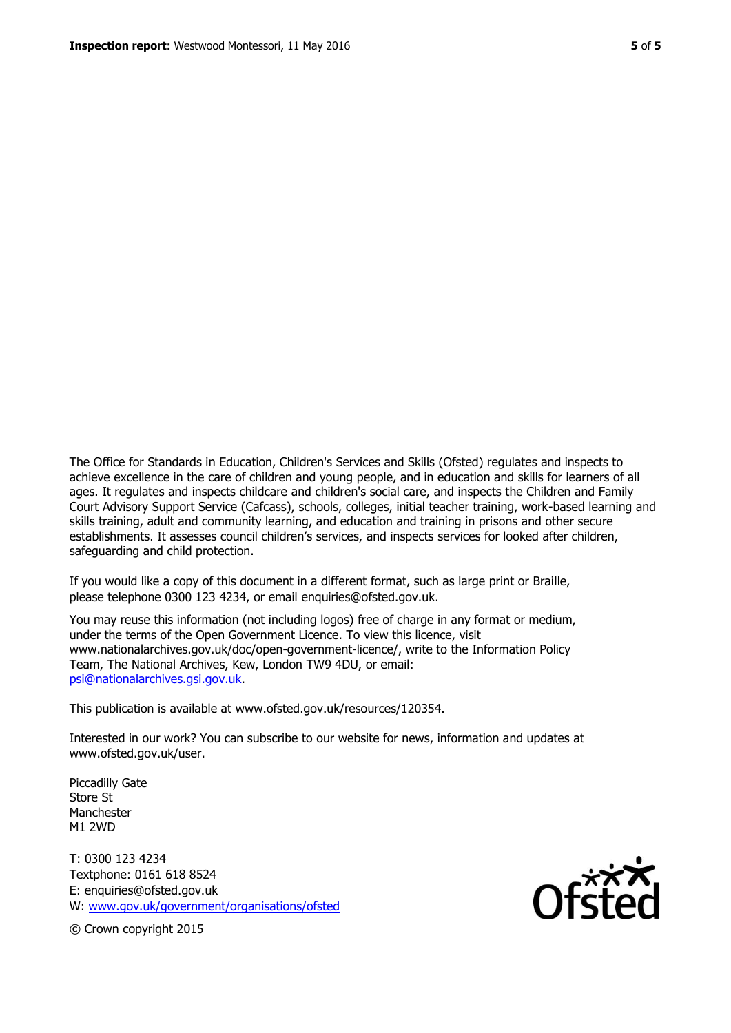The Office for Standards in Education, Children's Services and Skills (Ofsted) regulates and inspects to achieve excellence in the care of children and young people, and in education and skills for learners of all ages. It regulates and inspects childcare and children's social care, and inspects the Children and Family Court Advisory Support Service (Cafcass), schools, colleges, initial teacher training, work-based learning and skills training, adult and community learning, and education and training in prisons and other secure establishments. It assesses council children's services, and inspects services for looked after children, safeguarding and child protection.

If you would like a copy of this document in a different format, such as large print or Braille, please telephone 0300 123 4234, or email enquiries@ofsted.gov.uk.

You may reuse this information (not including logos) free of charge in any format or medium, under the terms of the Open Government Licence. To view this licence, visit www.nationalarchives.gov.uk/doc/open-government-licence/, write to the Information Policy Team, The National Archives, Kew, London TW9 4DU, or email: psi@nationalarchives.gsi.gov.uk.

This publication is available at www.ofsted.gov.uk/resources/120354.

Interested in our work? You can subscribe to our website for news, information and updates at www.ofsted.gov.uk/user.

Piccadilly Gate
Store St
Manchester
M1 2WD

T: 0300 123 4234
Textphone: 0161 618 8524
E: enquiries@ofsted.gov.uk
W: www.gov.uk/government/organisations/ofsted

© Crown copyright 2015